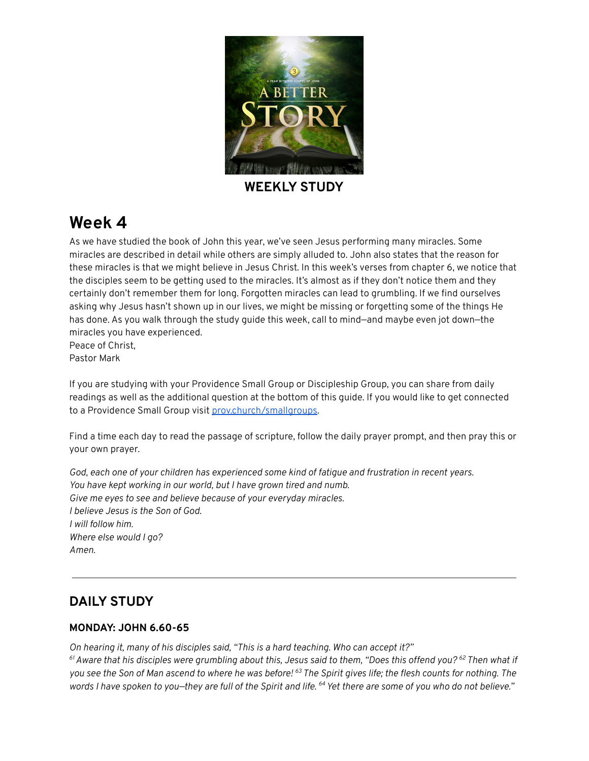**WEEKLY STUDY**

# Week 4

As we have studied the book of John this year, we've seen Jesus performing many miracles. Some miracles are described in detail while others are simply alluded to. John also states that the reason for these miracles is that we might believe in Jesus Christ. In this week's verses from chapter 6, we notice that the disciples seem to be getting used to the miracles. It's almost as if they don't notice them and they certainly don't remember them for long. Forgotten miracles can lead to grumbling. If we find ourselves asking why Jesus hasn't shown up in our lives, we might be missing or forgetting some of the things He has done. As you walk through the study guide this week, call to mind—and maybe even jot down—the miracles you have experienced.
Peace of Christ,
Pastor Mark

If you are studying with your Providence Small Group or Discipleship Group, you can share from daily readings as well as the additional question at the bottom of this guide. If you would like to get connected to a Providence Small Group visit [prov.church/smallgroups](prov.church/smallgroups).

Find a time each day to read the passage of scripture, follow the daily prayer prompt, and then pray this or your own prayer.

*God, each one of your children has experienced some kind of fatigue and frustration in recent years.*
*You have kept working in our world, but I have grown tired and numb.*
*Give me eyes to see and believe because of your everyday miracles.*
*I believe Jesus is the Son of God.*
*I will follow him.*
*Where else would I go?*
*Amen.*

---

## DAILY STUDY

### MONDAY: JOHN 6.60-65

*On hearing it, many of his disciples said, "This is a hard teaching. Who can accept it?"*
*[61] Aware that his disciples were grumbling about this, Jesus said to them, "Does this offend you? [62] Then what if you see the Son of Man ascend to where he was before! [63] The Spirit gives life; the flesh counts for nothing. The words I have spoken to you—they are full of the Spirit and life. [64] Yet there are some of you who do not believe."*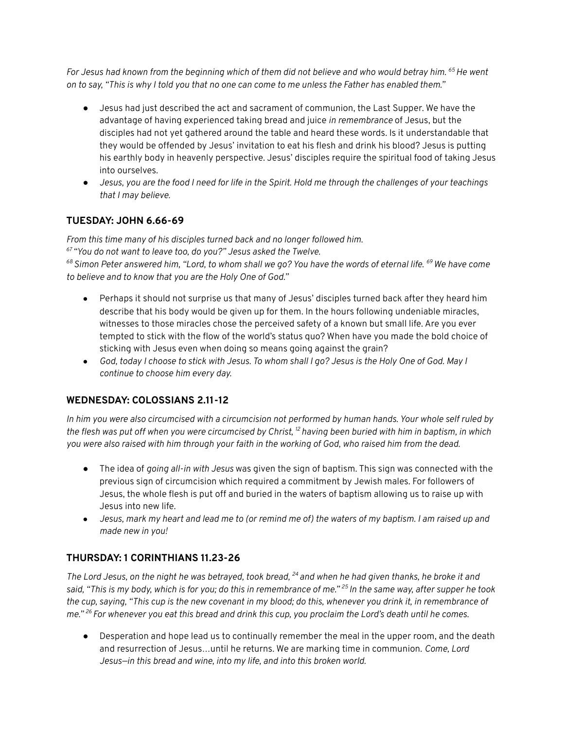*For Jesus had known from the beginning which of them did not believe and who would betray him. [65] He went on to say, "This is why I told you that no one can come to me unless the Father has enabled them."*

- Jesus had just described the act and sacrament of communion, the Last Supper. We have the advantage of having experienced taking bread and juice *in remembrance* of Jesus, but the disciples had not yet gathered around the table and heard these words. Is it understandable that they would be offended by Jesus' invitation to eat his flesh and drink his blood? Jesus is putting his earthly body in heavenly perspective. Jesus' disciples require the spiritual food of taking Jesus into ourselves.
- *Jesus, you are the food I need for life in the Spirit. Hold me through the challenges of your teachings that I may believe.*

### TUESDAY: JOHN 6.66-69

*From this time many of his disciples turned back and no longer followed him.*
*[67] "You do not want to leave too, do you?" Jesus asked the Twelve.*
*[68] Simon Peter answered him, "Lord, to whom shall we go? You have the words of eternal life. [69] We have come to believe and to know that you are the Holy One of God."*

- Perhaps it should not surprise us that many of Jesus' disciples turned back after they heard him describe that his body would be given up for them. In the hours following undeniable miracles, witnesses to those miracles chose the perceived safety of a known but small life. Are you ever tempted to stick with the flow of the world's status quo? When have you made the bold choice of sticking with Jesus even when doing so means going against the grain?
- *God, today I choose to stick with Jesus. To whom shall I go? Jesus is the Holy One of God. May I continue to choose him every day.*

### WEDNESDAY: COLOSSIANS 2.11-12

*In him you were also circumcised with a circumcision not performed by human hands. Your whole self ruled by the flesh was put off when you were circumcised by Christ, [12] having been buried with him in baptism, in which you were also raised with him through your faith in the working of God, who raised him from the dead.*

- The idea of *going all-in with Jesus* was given the sign of baptism. This sign was connected with the previous sign of circumcision which required a commitment by Jewish males. For followers of Jesus, the whole flesh is put off and buried in the waters of baptism allowing us to raise up with Jesus into new life.
- *Jesus, mark my heart and lead me to (or remind me of) the waters of my baptism. I am raised up and made new in you!*

### THURSDAY: 1 CORINTHIANS 11.23-26

*The Lord Jesus, on the night he was betrayed, took bread, [24] and when he had given thanks, he broke it and said, "This is my body, which is for you; do this in remembrance of me." [25] In the same way, after supper he took the cup, saying, "This cup is the new covenant in my blood; do this, whenever you drink it, in remembrance of me." [26] For whenever you eat this bread and drink this cup, you proclaim the Lord's death until he comes.*

- Desperation and hope lead us to continually remember the meal in the upper room, and the death and resurrection of Jesus…until he returns. We are marking time in communion. *Come, Lord Jesus—in this bread and wine, into my life, and into this broken world.*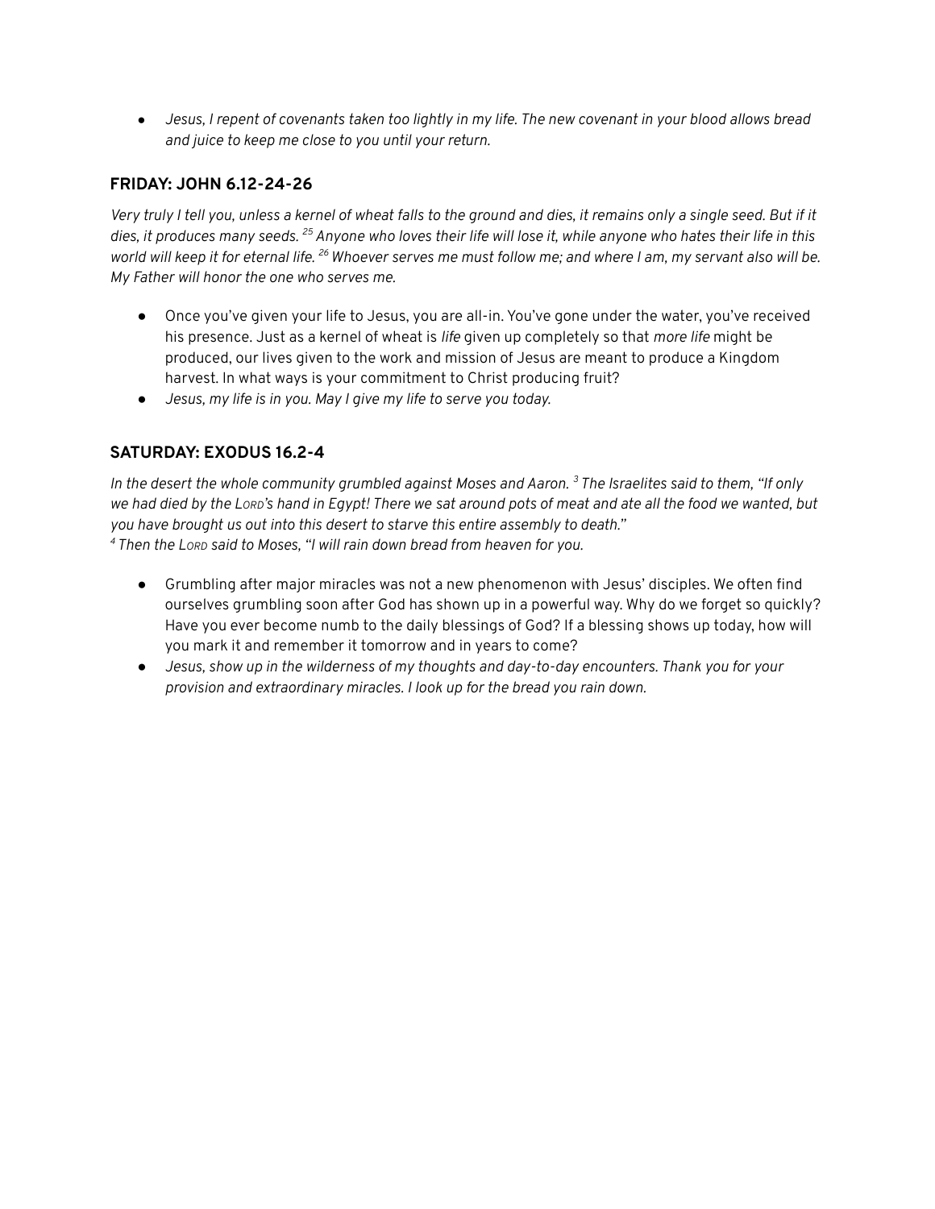- *Jesus, I repent of covenants taken too lightly in my life. The new covenant in your blood allows bread and juice to keep me close to you until your return.*

## FRIDAY: JOHN 6.12-24-26

*Very truly I tell you, unless a kernel of wheat falls to the ground and dies, it remains only a single seed. But if it dies, it produces many seeds. [25] Anyone who loves their life will lose it, while anyone who hates their life in this world will keep it for eternal life. [26] Whoever serves me must follow me; and where I am, my servant also will be. My Father will honor the one who serves me.*

- Once you've given your life to Jesus, you are all-in. You've gone under the water, you've received his presence. Just as a kernel of wheat is *life* given up completely so that *more life* might be produced, our lives given to the work and mission of Jesus are meant to produce a Kingdom harvest. In what ways is your commitment to Christ producing fruit?
- *Jesus, my life is in you. May I give my life to serve you today.*

## SATURDAY: EXODUS 16.2-4

*In the desert the whole community grumbled against Moses and Aaron. [3] The Israelites said to them, "If only we had died by the LORD's hand in Egypt! There we sat around pots of meat and ate all the food we wanted, but you have brought us out into this desert to starve this entire assembly to death."*
*[4] Then the LORD said to Moses, "I will rain down bread from heaven for you.*

- Grumbling after major miracles was not a new phenomenon with Jesus' disciples. We often find ourselves grumbling soon after God has shown up in a powerful way. Why do we forget so quickly? Have you ever become numb to the daily blessings of God? If a blessing shows up today, how will you mark it and remember it tomorrow and in years to come?
- *Jesus, show up in the wilderness of my thoughts and day-to-day encounters. Thank you for your provision and extraordinary miracles. I look up for the bread you rain down.*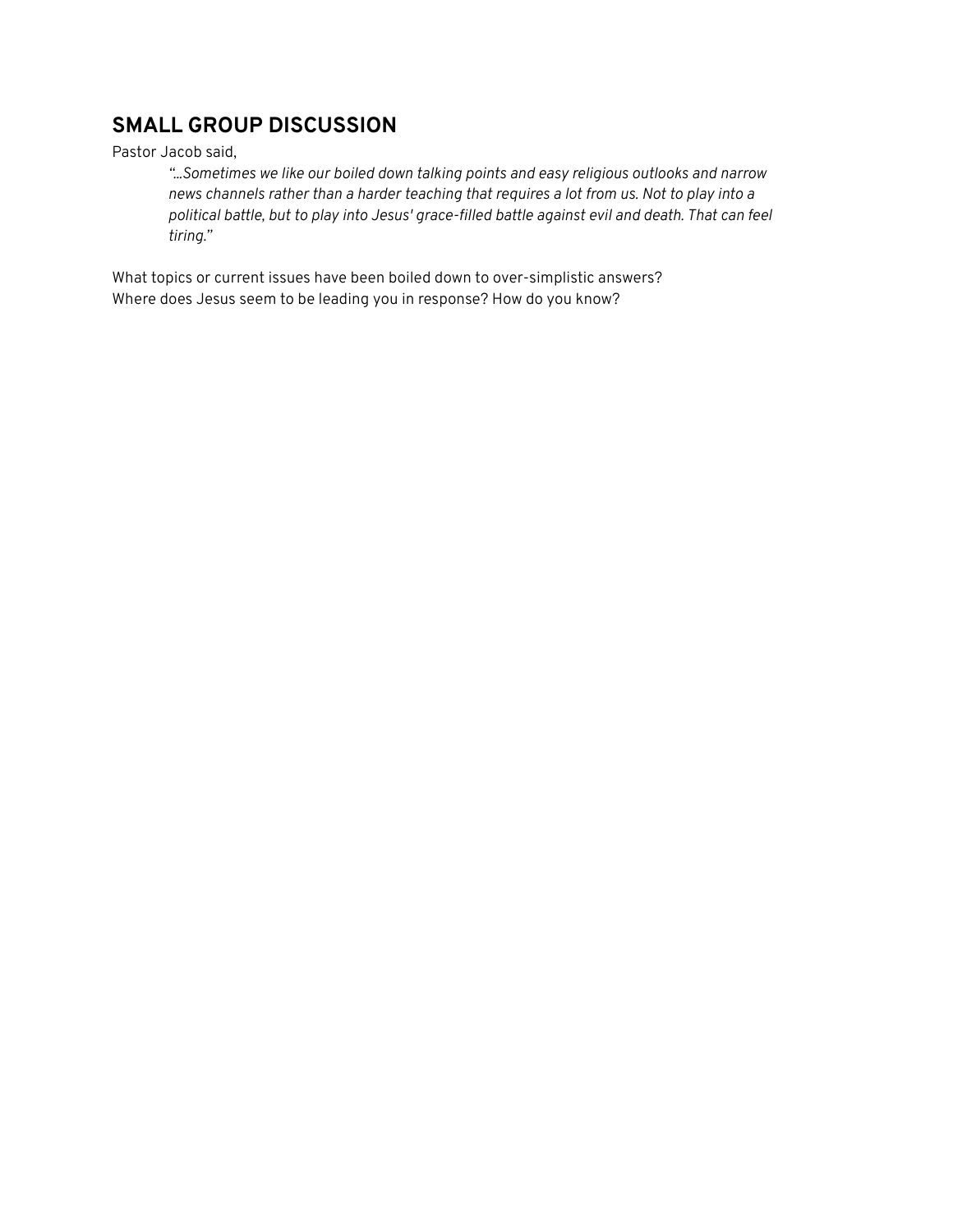## SMALL GROUP DISCUSSION

Pastor Jacob said,

> *"…Sometimes we like our boiled down talking points and easy religious outlooks and narrow news channels rather than a harder teaching that requires a lot from us. Not to play into a political battle, but to play into Jesus' grace-filled battle against evil and death. That can feel tiring."*

What topics or current issues have been boiled down to over-simplistic answers?
Where does Jesus seem to be leading you in response? How do you know?